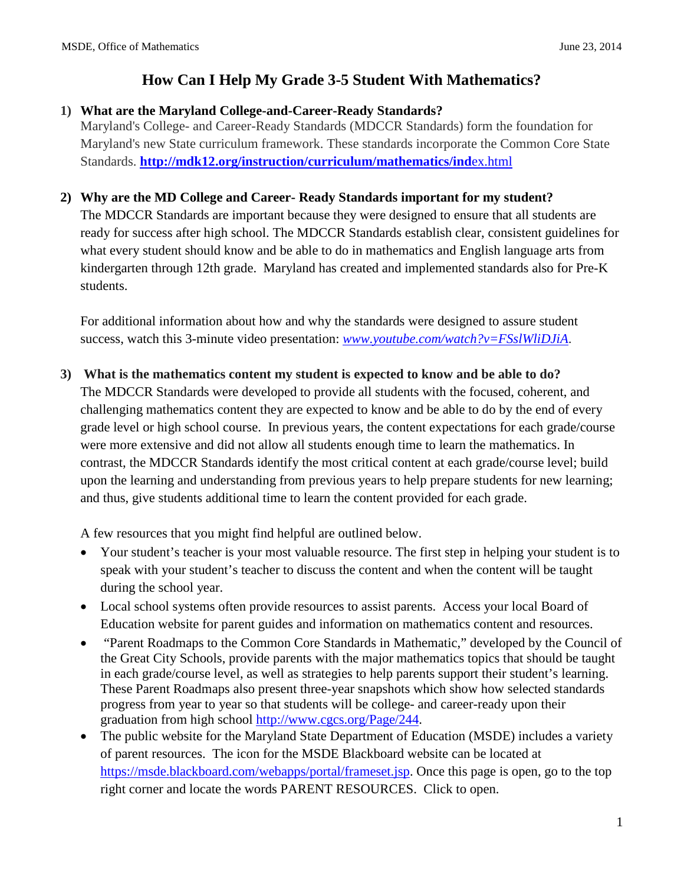# How Can I Help My Grade 3-5 Student With Mathematics?

1) **What are the Maryland College-and-Career-Ready Standards?**
   Maryland's College- and Career-Ready Standards (MDCCR Standards) form the foundation for Maryland's new State curriculum framework. These standards incorporate the Common Core State Standards. **http://mdk12.org/instruction/curriculum/mathematics/ind**ex.html

2) **Why are the MD College and Career- Ready Standards important for my student?**
   The MDCCR Standards are important because they were designed to ensure that all students are ready for success after high school. The MDCCR Standards establish clear, consistent guidelines for what every student should know and be able to do in mathematics and English language arts from kindergarten through 12th grade. Maryland has created and implemented standards also for Pre-K students.

   For additional information about how and why the standards were designed to assure student success, watch this 3-minute video presentation: *www.youtube.com/watch?v=FSslWliDJiA*.

3) **What is the mathematics content my student is expected to know and be able to do?**
   The MDCCR Standards were developed to provide all students with the focused, coherent, and challenging mathematics content they are expected to know and be able to do by the end of every grade level or high school course. In previous years, the content expectations for each grade/course were more extensive and did not allow all students enough time to learn the mathematics. In contrast, the MDCCR Standards identify the most critical content at each grade/course level; build upon the learning and understanding from previous years to help prepare students for new learning; and thus, give students additional time to learn the content provided for each grade.

   A few resources that you might find helpful are outlined below.

   - Your student's teacher is your most valuable resource. The first step in helping your student is to speak with your student's teacher to discuss the content and when the content will be taught during the school year.
   - Local school systems often provide resources to assist parents. Access your local Board of Education website for parent guides and information on mathematics content and resources.
   - "Parent Roadmaps to the Common Core Standards in Mathematic," developed by the Council of the Great City Schools, provide parents with the major mathematics topics that should be taught in each grade/course level, as well as strategies to help parents support their student's learning. These Parent Roadmaps also present three-year snapshots which show how selected standards progress from year to year so that students will be college- and career-ready upon their graduation from high school http://www.cgcs.org/Page/244.
   - The public website for the Maryland State Department of Education (MSDE) includes a variety of parent resources. The icon for the MSDE Blackboard website can be located at https://msde.blackboard.com/webapps/portal/frameset.jsp. Once this page is open, go to the top right corner and locate the words PARENT RESOURCES. Click to open.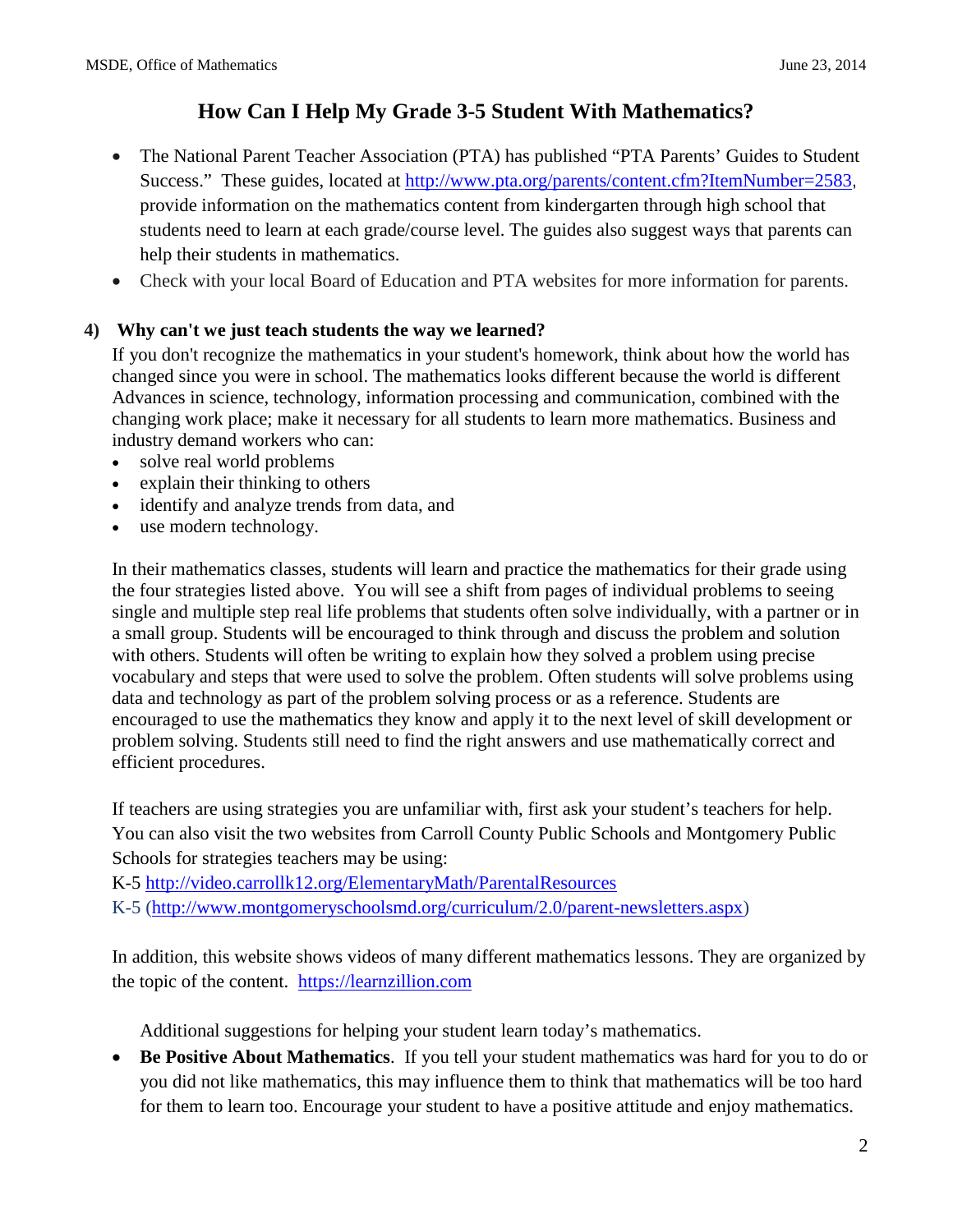## How Can I Help My Grade 3-5 Student With Mathematics?

- The National Parent Teacher Association (PTA) has published "PTA Parents' Guides to Student Success." These guides, located at http://www.pta.org/parents/content.cfm?ItemNumber=2583, provide information on the mathematics content from kindergarten through high school that students need to learn at each grade/course level. The guides also suggest ways that parents can help their students in mathematics.
- Check with your local Board of Education and PTA websites for more information for parents.

### 4) Why can't we just teach students the way we learned?

If you don't recognize the mathematics in your student's homework, think about how the world has changed since you were in school. The mathematics looks different because the world is different Advances in science, technology, information processing and communication, combined with the changing work place; make it necessary for all students to learn more mathematics. Business and industry demand workers who can:

- solve real world problems
- explain their thinking to others
- identify and analyze trends from data, and
- use modern technology.

In their mathematics classes, students will learn and practice the mathematics for their grade using the four strategies listed above. You will see a shift from pages of individual problems to seeing single and multiple step real life problems that students often solve individually, with a partner or in a small group. Students will be encouraged to think through and discuss the problem and solution with others. Students will often be writing to explain how they solved a problem using precise vocabulary and steps that were used to solve the problem. Often students will solve problems using data and technology as part of the problem solving process or as a reference. Students are encouraged to use the mathematics they know and apply it to the next level of skill development or problem solving. Students still need to find the right answers and use mathematically correct and efficient procedures.

If teachers are using strategies you are unfamiliar with, first ask your student's teachers for help. You can also visit the two websites from Carroll County Public Schools and Montgomery Public Schools for strategies teachers may be using:

K-5 http://video.carrollk12.org/ElementaryMath/ParentalResources

K-5 (http://www.montgomeryschoolsmd.org/curriculum/2.0/parent-newsletters.aspx)

In addition, this website shows videos of many different mathematics lessons. They are organized by the topic of the content. https://learnzillion.com

Additional suggestions for helping your student learn today's mathematics.

- **Be Positive About Mathematics**. If you tell your student mathematics was hard for you to do or you did not like mathematics, this may influence them to think that mathematics will be too hard for them to learn too. Encourage your student to have a positive attitude and enjoy mathematics.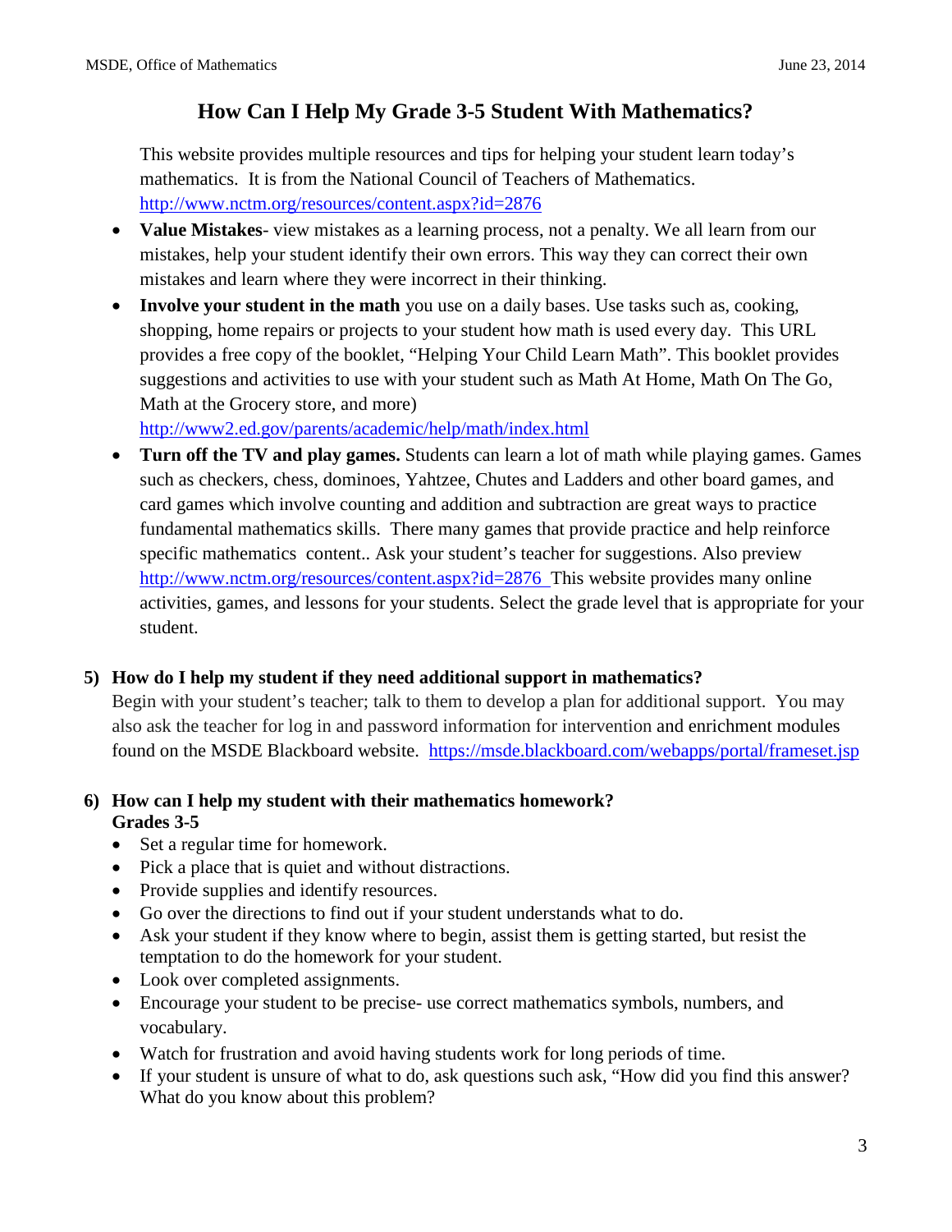# How Can I Help My Grade 3-5 Student With Mathematics?

This website provides multiple resources and tips for helping your student learn today's mathematics. It is from the National Council of Teachers of Mathematics. http://www.nctm.org/resources/content.aspx?id=2876

- **Value Mistakes**- view mistakes as a learning process, not a penalty. We all learn from our mistakes, help your student identify their own errors. This way they can correct their own mistakes and learn where they were incorrect in their thinking.
- **Involve your student in the math** you use on a daily bases. Use tasks such as, cooking, shopping, home repairs or projects to your student how math is used every day. This URL provides a free copy of the booklet, "Helping Your Child Learn Math". This booklet provides suggestions and activities to use with your student such as Math At Home, Math On The Go, Math at the Grocery store, and more) http://www2.ed.gov/parents/academic/help/math/index.html
- **Turn off the TV and play games.** Students can learn a lot of math while playing games. Games such as checkers, chess, dominoes, Yahtzee, Chutes and Ladders and other board games, and card games which involve counting and addition and subtraction are great ways to practice fundamental mathematics skills. There many games that provide practice and help reinforce specific mathematics content.. Ask your student's teacher for suggestions. Also preview http://www.nctm.org/resources/content.aspx?id=2876 This website provides many online activities, games, and lessons for your students. Select the grade level that is appropriate for your student.

**5) How do I help my student if they need additional support in mathematics?**

Begin with your student's teacher; talk to them to develop a plan for additional support. You may also ask the teacher for log in and password information for intervention and enrichment modules found on the MSDE Blackboard website. https://msde.blackboard.com/webapps/portal/frameset.jsp

**6) How can I help my student with their mathematics homework?**
**Grades 3-5**

- Set a regular time for homework.
- Pick a place that is quiet and without distractions.
- Provide supplies and identify resources.
- Go over the directions to find out if your student understands what to do.
- Ask your student if they know where to begin, assist them is getting started, but resist the temptation to do the homework for your student.
- Look over completed assignments.
- Encourage your student to be precise- use correct mathematics symbols, numbers, and vocabulary.
- Watch for frustration and avoid having students work for long periods of time.
- If your student is unsure of what to do, ask questions such ask, "How did you find this answer? What do you know about this problem?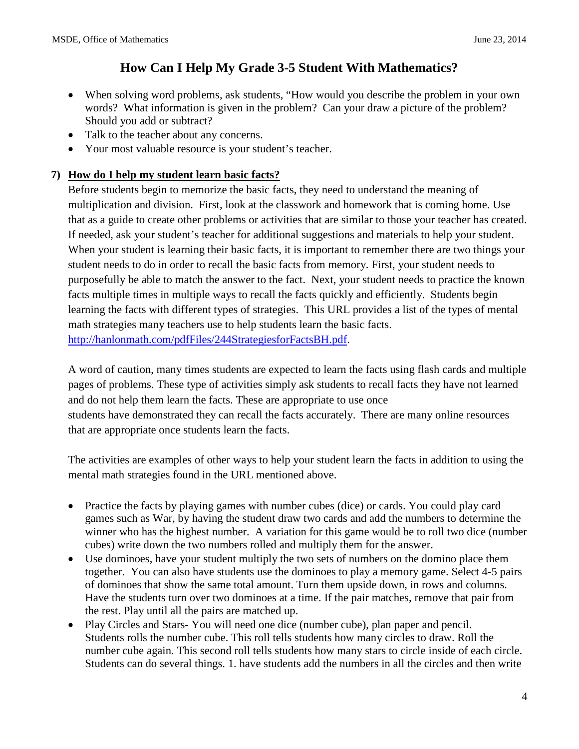- When solving word problems, ask students, "How would you describe the problem in your own words? What information is given in the problem? Can your draw a picture of the problem? Should you add or subtract?
- Talk to the teacher about any concerns.
- Your most valuable resource is your student's teacher.

**7) <u>How do I help my student learn basic facts?</u>**

Before students begin to memorize the basic facts, they need to understand the meaning of multiplication and division. First, look at the classwork and homework that is coming home. Use that as a guide to create other problems or activities that are similar to those your teacher has created. If needed, ask your student's teacher for additional suggestions and materials to help your student. When your student is learning their basic facts, it is important to remember there are two things your student needs to do in order to recall the basic facts from memory. First, your student needs to purposefully be able to match the answer to the fact. Next, your student needs to practice the known facts multiple times in multiple ways to recall the facts quickly and efficiently. Students begin learning the facts with different types of strategies. This URL provides a list of the types of mental math strategies many teachers use to help students learn the basic facts. http://hanlonmath.com/pdfFiles/244StrategiesforFactsBH.pdf.

A word of caution, many times students are expected to learn the facts using flash cards and multiple pages of problems. These type of activities simply ask students to recall facts they have not learned and do not help them learn the facts. These are appropriate to use once students have demonstrated they can recall the facts accurately. There are many online resources that are appropriate once students learn the facts.

The activities are examples of other ways to help your student learn the facts in addition to using the mental math strategies found in the URL mentioned above.

- Practice the facts by playing games with number cubes (dice) or cards. You could play card games such as War, by having the student draw two cards and add the numbers to determine the winner who has the highest number. A variation for this game would be to roll two dice (number cubes) write down the two numbers rolled and multiply them for the answer.
- Use dominoes, have your student multiply the two sets of numbers on the domino place them together. You can also have students use the dominoes to play a memory game. Select 4-5 pairs of dominoes that show the same total amount. Turn them upside down, in rows and columns. Have the students turn over two dominoes at a time. If the pair matches, remove that pair from the rest. Play until all the pairs are matched up.
- Play Circles and Stars- You will need one dice (number cube), plan paper and pencil. Students rolls the number cube. This roll tells students how many circles to draw. Roll the number cube again. This second roll tells students how many stars to circle inside of each circle. Students can do several things. 1. have students add the numbers in all the circles and then write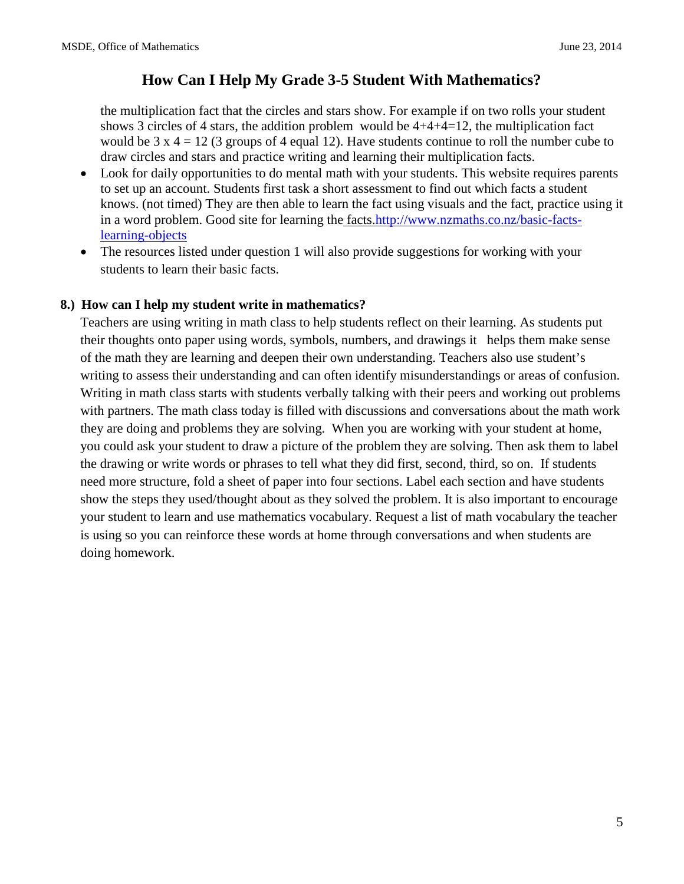the multiplication fact that the circles and stars show. For example if on two rolls your student shows 3 circles of 4 stars, the addition problem would be 4+4+4=12, the multiplication fact would be 3 x 4 = 12 (3 groups of 4 equal 12). Have students continue to roll the number cube to draw circles and stars and practice writing and learning their multiplication facts.

- Look for daily opportunities to do mental math with your students. This website requires parents to set up an account. Students first task a short assessment to find out which facts a student knows. (not timed) They are then able to learn the fact using visuals and the fact, practice using it in a word problem. Good site for learning the facts.http://www.nzmaths.co.nz/basic-facts-learning-objects
- The resources listed under question 1 will also provide suggestions for working with your students to learn their basic facts.

**8.) How can I help my student write in mathematics?**

Teachers are using writing in math class to help students reflect on their learning. As students put their thoughts onto paper using words, symbols, numbers, and drawings it helps them make sense of the math they are learning and deepen their own understanding. Teachers also use student's writing to assess their understanding and can often identify misunderstandings or areas of confusion. Writing in math class starts with students verbally talking with their peers and working out problems with partners. The math class today is filled with discussions and conversations about the math work they are doing and problems they are solving. When you are working with your student at home, you could ask your student to draw a picture of the problem they are solving. Then ask them to label the drawing or write words or phrases to tell what they did first, second, third, so on. If students need more structure, fold a sheet of paper into four sections. Label each section and have students show the steps they used/thought about as they solved the problem. It is also important to encourage your student to learn and use mathematics vocabulary. Request a list of math vocabulary the teacher is using so you can reinforce these words at home through conversations and when students are doing homework.